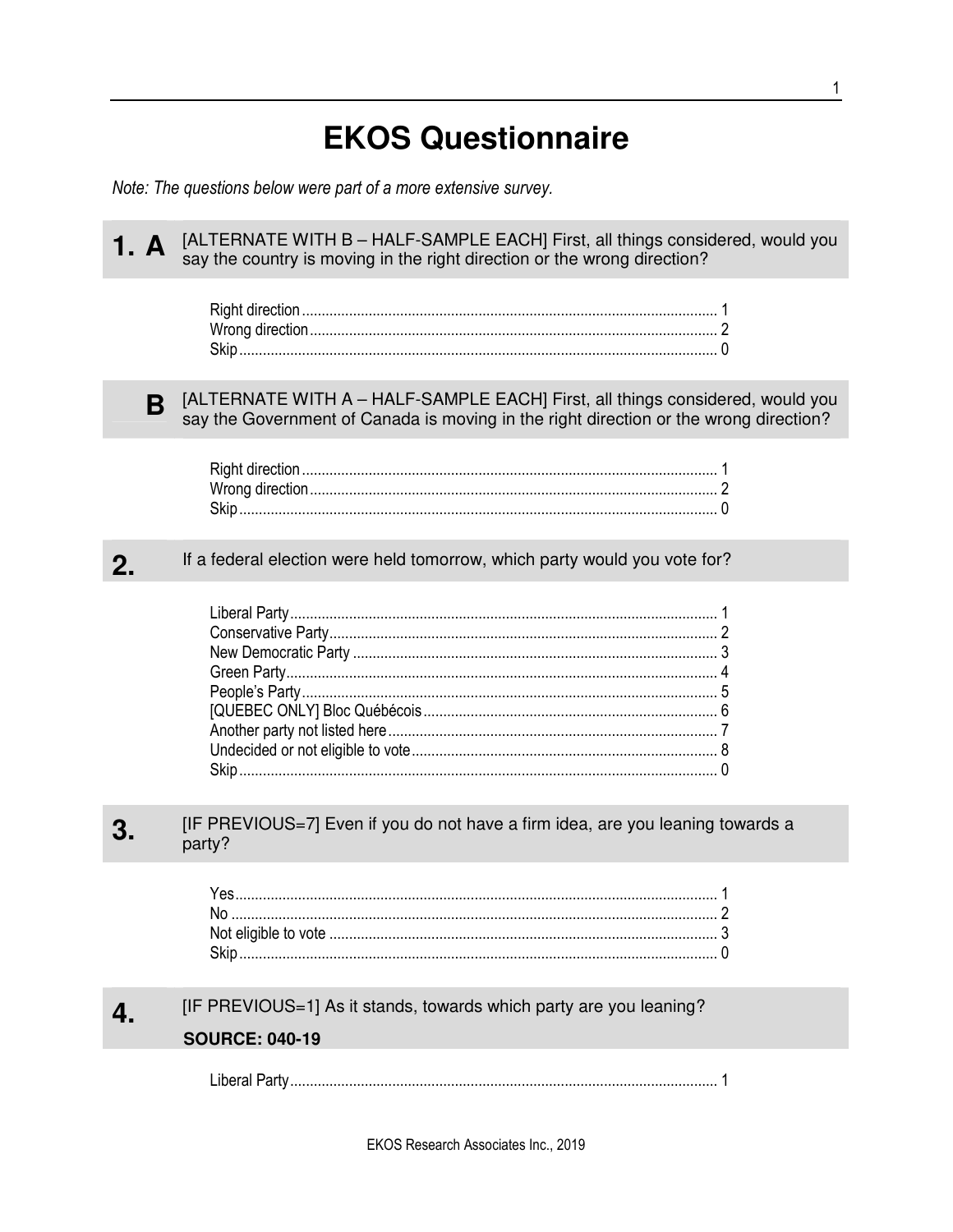# EKOS Questionnaire

*Note: The questions below were part of a more extensive survey.*

**1. A** [ALTERNATE WITH B – HALF-SAMPLE EACH] First, all things considered, would you say the country is moving in the right direction or the wrong direction?

- Right direction ........ 1
- Wrong direction ........ 2
- Skip ........ 0

**B** [ALTERNATE WITH A – HALF-SAMPLE EACH] First, all things considered, would you say the Government of Canada is moving in the right direction or the wrong direction?

- Right direction ........ 1
- Wrong direction ........ 2
- Skip ........ 0

**2.** If a federal election were held tomorrow, which party would you vote for?

- Liberal Party ........ 1
- Conservative Party ........ 2
- New Democratic Party ........ 3
- Green Party ........ 4
- People's Party ........ 5
- [QUEBEC ONLY] Bloc Québécois ........ 6
- Another party not listed here ........ 7
- Undecided or not eligible to vote ........ 8
- Skip ........ 0

**3.** [IF PREVIOUS=7] Even if you do not have a firm idea, are you leaning towards a party?

- Yes ........ 1
- No ........ 2
- Not eligible to vote ........ 3
- Skip ........ 0

**4.** [IF PREVIOUS=1] As it stands, towards which party are you leaning?

**SOURCE: 040-19**

- Liberal Party ........ 1

EKOS Research Associates Inc., 2019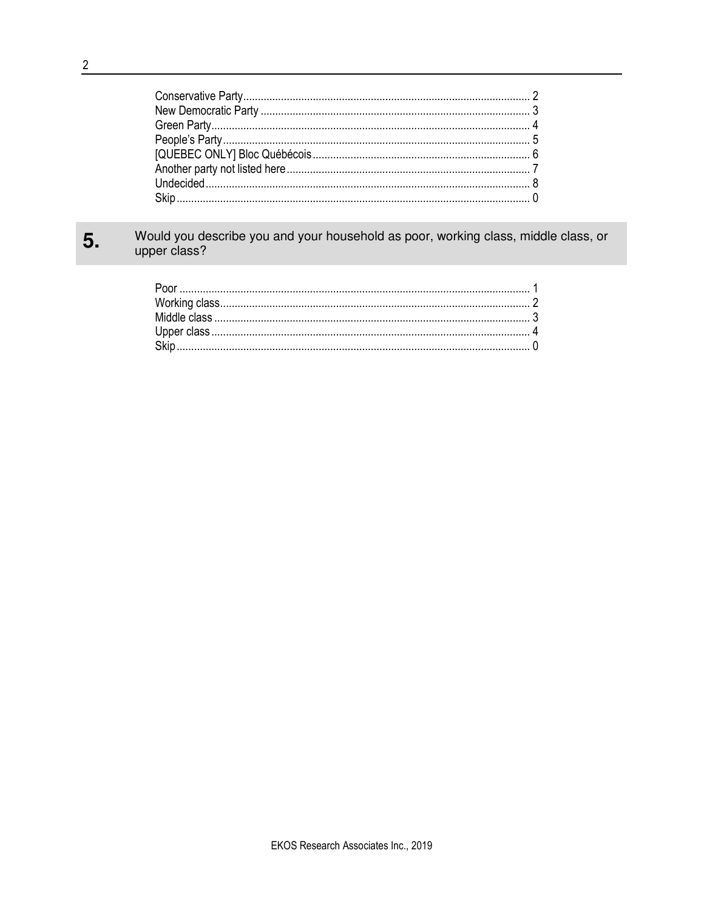Conservative Party.................................................................................................. 2
New Democratic Party ............................................................................................ 3
Green Party............................................................................................................. 4
People's Party......................................................................................................... 5
[QUEBEC ONLY] Bloc Québécois........................................................................... 6
Another party not listed here................................................................................... 7
Undecided............................................................................................................... 8
Skip......................................................................................................................... 0

## 5. Would you describe you and your household as poor, working class, middle class, or upper class?

Poor ........................................................................................................................ 1
Working class.......................................................................................................... 2
Middle class ............................................................................................................ 3
Upper class ............................................................................................................. 4
Skip......................................................................................................................... 0

EKOS Research Associates Inc., 2019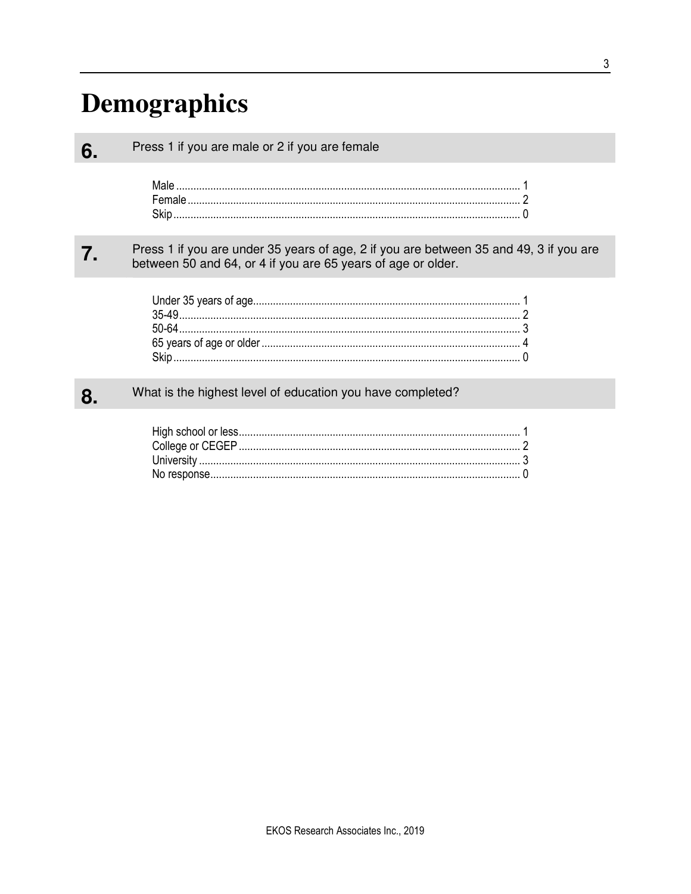# Demographics

**6.** Press 1 if you are male or 2 if you are female

| | |
|---|---|
| Male | 1 |
| Female | 2 |
| Skip | 0 |

**7.** Press 1 if you are under 35 years of age, 2 if you are between 35 and 49, 3 if you are between 50 and 64, or 4 if you are 65 years of age or older.

| | |
|---|---|
| Under 35 years of age | 1 |
| 35-49 | 2 |
| 50-64 | 3 |
| 65 years of age or older | 4 |
| Skip | 0 |

**8.** What is the highest level of education you have completed?

| | |
|---|---|
| High school or less | 1 |
| College or CEGEP | 2 |
| University | 3 |
| No response | 0 |